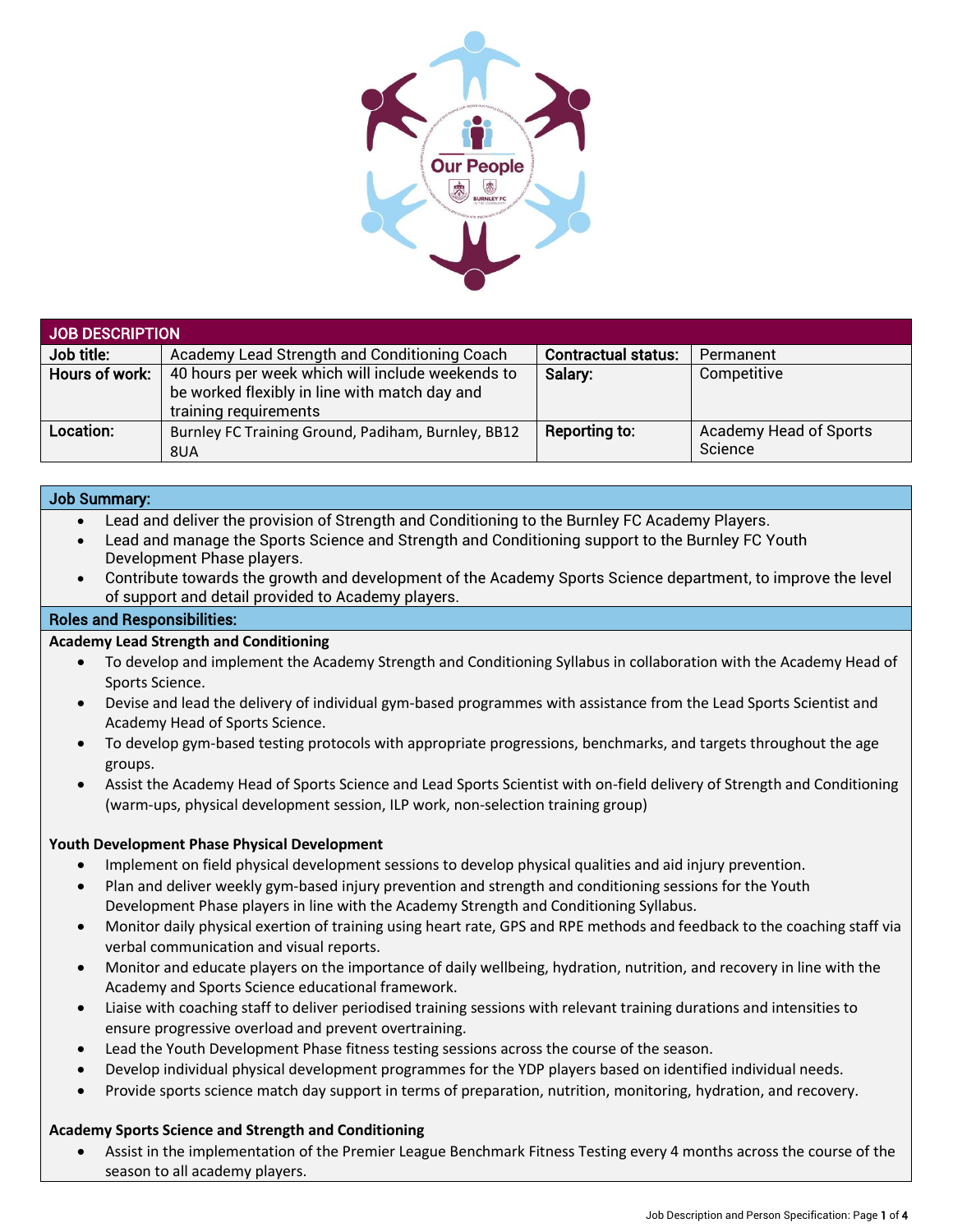| JOB DESCRIPTION | | | |
|---|---|---|---|
| **Job title:** | Academy Lead Strength and Conditioning Coach | **Contractual status:** | Permanent |
| **Hours of work:** | 40 hours per week which will include weekends to be worked flexibly in line with match day and training requirements | **Salary:** | Competitive |
| **Location:** | Burnley FC Training Ground, Padiham, Burnley, BB12 8UA | **Reporting to:** | Academy Head of Sports Science |

## Job Summary:

- Lead and deliver the provision of Strength and Conditioning to the Burnley FC Academy Players.
- Lead and manage the Sports Science and Strength and Conditioning support to the Burnley FC Youth Development Phase players.
- Contribute towards the growth and development of the Academy Sports Science department, to improve the level of support and detail provided to Academy players.

## Roles and Responsibilities:

**Academy Lead Strength and Conditioning**

- To develop and implement the Academy Strength and Conditioning Syllabus in collaboration with the Academy Head of Sports Science.
- Devise and lead the delivery of individual gym-based programmes with assistance from the Lead Sports Scientist and Academy Head of Sports Science.
- To develop gym-based testing protocols with appropriate progressions, benchmarks, and targets throughout the age groups.
- Assist the Academy Head of Sports Science and Lead Sports Scientist with on-field delivery of Strength and Conditioning (warm-ups, physical development session, ILP work, non-selection training group)

**Youth Development Phase Physical Development**

- Implement on field physical development sessions to develop physical qualities and aid injury prevention.
- Plan and deliver weekly gym-based injury prevention and strength and conditioning sessions for the Youth Development Phase players in line with the Academy Strength and Conditioning Syllabus.
- Monitor daily physical exertion of training using heart rate, GPS and RPE methods and feedback to the coaching staff via verbal communication and visual reports.
- Monitor and educate players on the importance of daily wellbeing, hydration, nutrition, and recovery in line with the Academy and Sports Science educational framework.
- Liaise with coaching staff to deliver periodised training sessions with relevant training durations and intensities to ensure progressive overload and prevent overtraining.
- Lead the Youth Development Phase fitness testing sessions across the course of the season.
- Develop individual physical development programmes for the YDP players based on identified individual needs.
- Provide sports science match day support in terms of preparation, nutrition, monitoring, hydration, and recovery.

**Academy Sports Science and Strength and Conditioning**

- Assist in the implementation of the Premier League Benchmark Fitness Testing every 4 months across the course of the season to all academy players.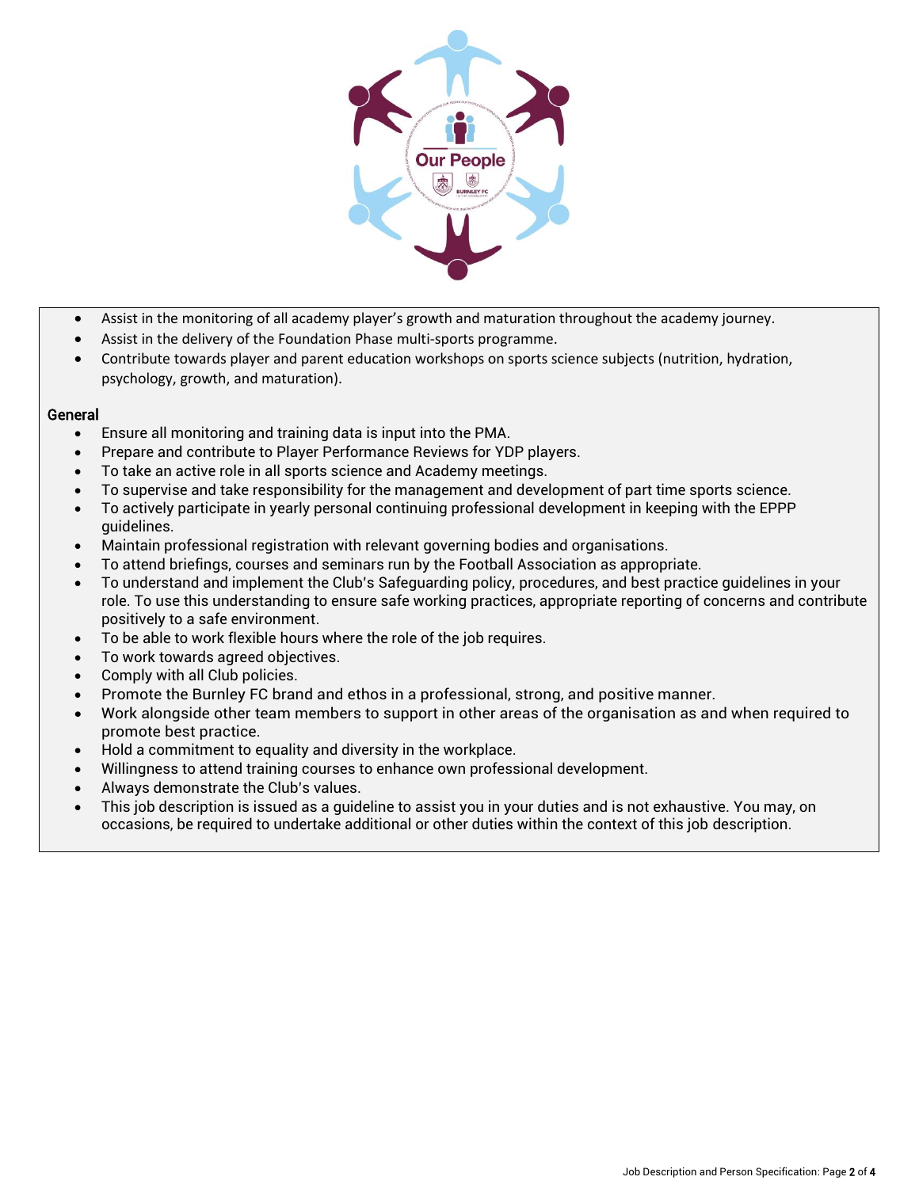- Assist in the monitoring of all academy player's growth and maturation throughout the academy journey.
- Assist in the delivery of the Foundation Phase multi-sports programme.
- Contribute towards player and parent education workshops on sports science subjects (nutrition, hydration, psychology, growth, and maturation).

## General

- Ensure all monitoring and training data is input into the PMA.
- Prepare and contribute to Player Performance Reviews for YDP players.
- To take an active role in all sports science and Academy meetings.
- To supervise and take responsibility for the management and development of part time sports science.
- To actively participate in yearly personal continuing professional development in keeping with the EPPP guidelines.
- Maintain professional registration with relevant governing bodies and organisations.
- To attend briefings, courses and seminars run by the Football Association as appropriate.
- To understand and implement the Club's Safeguarding policy, procedures, and best practice guidelines in your role. To use this understanding to ensure safe working practices, appropriate reporting of concerns and contribute positively to a safe environment.
- To be able to work flexible hours where the role of the job requires.
- To work towards agreed objectives.
- Comply with all Club policies.
- Promote the Burnley FC brand and ethos in a professional, strong, and positive manner.
- Work alongside other team members to support in other areas of the organisation as and when required to promote best practice.
- Hold a commitment to equality and diversity in the workplace.
- Willingness to attend training courses to enhance own professional development.
- Always demonstrate the Club's values.
- This job description is issued as a guideline to assist you in your duties and is not exhaustive. You may, on occasions, be required to undertake additional or other duties within the context of this job description.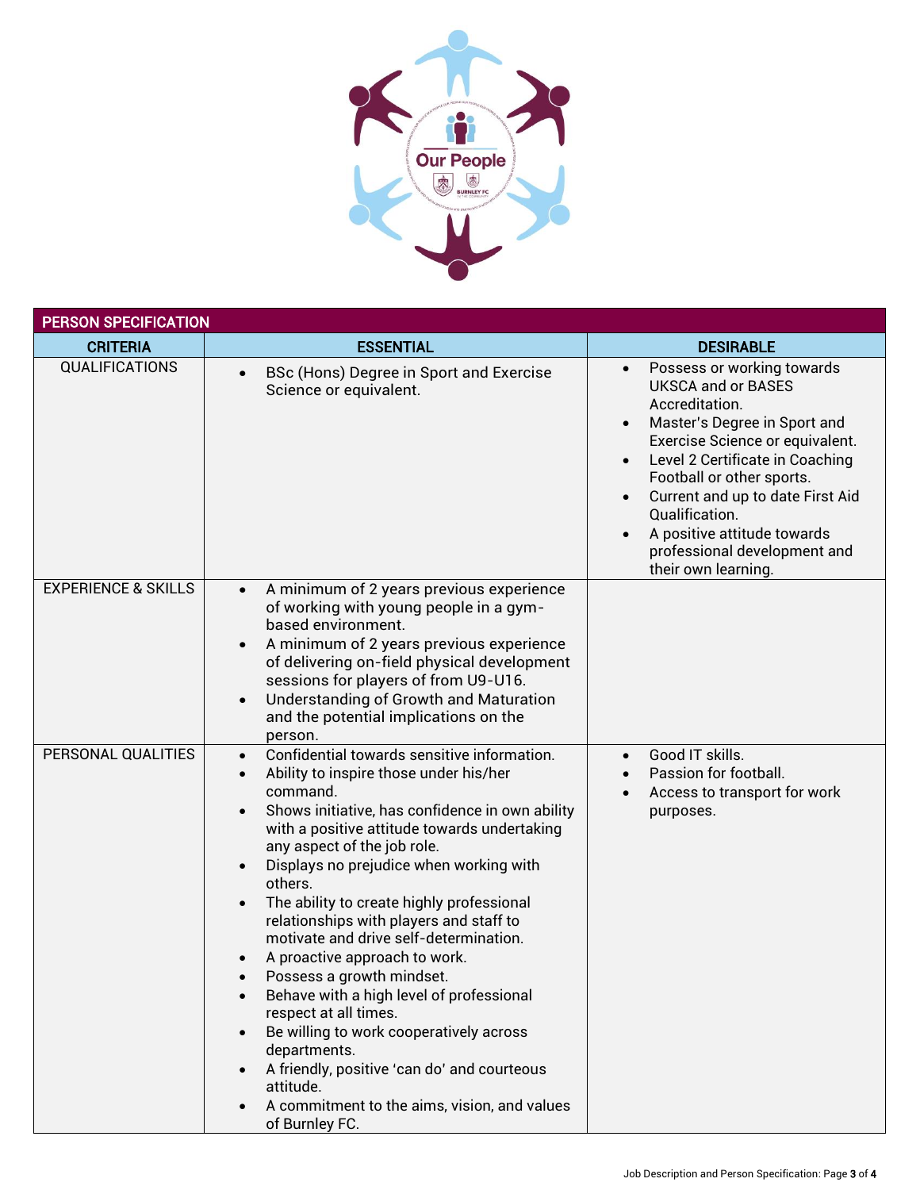| PERSON SPECIFICATION | | |
|---|---|---|
| **CRITERIA** | **ESSENTIAL** | **DESIRABLE** |
| QUALIFICATIONS | • BSc (Hons) Degree in Sport and Exercise Science or equivalent. | • Possess or working towards UKSCA and or BASES Accreditation.<br>• Master's Degree in Sport and Exercise Science or equivalent.<br>• Level 2 Certificate in Coaching Football or other sports.<br>• Current and up to date First Aid Qualification.<br>• A positive attitude towards professional development and their own learning. |
| EXPERIENCE & SKILLS | • A minimum of 2 years previous experience of working with young people in a gym-based environment.<br>• A minimum of 2 years previous experience of delivering on-field physical development sessions for players of from U9-U16.<br>• Understanding of Growth and Maturation and the potential implications on the person. | |
| PERSONAL QUALITIES | • Confidential towards sensitive information.<br>• Ability to inspire those under his/her command.<br>• Shows initiative, has confidence in own ability with a positive attitude towards undertaking any aspect of the job role.<br>• Displays no prejudice when working with others.<br>• The ability to create highly professional relationships with players and staff to motivate and drive self-determination.<br>• A proactive approach to work.<br>• Possess a growth mindset.<br>• Behave with a high level of professional respect at all times.<br>• Be willing to work cooperatively across departments.<br>• A friendly, positive 'can do' and courteous attitude.<br>• A commitment to the aims, vision, and values of Burnley FC. | • Good IT skills.<br>• Passion for football.<br>• Access to transport for work purposes. |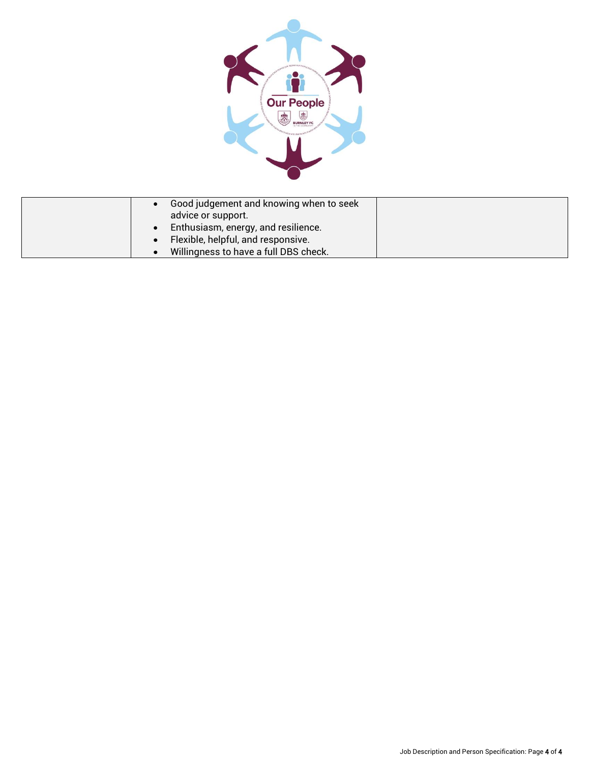| | | |
|---|---|---|
| | • Good judgement and knowing when to seek advice or support.<br>• Enthusiasm, energy, and resilience.<br>• Flexible, helpful, and responsive.<br>• Willingness to have a full DBS check. | |